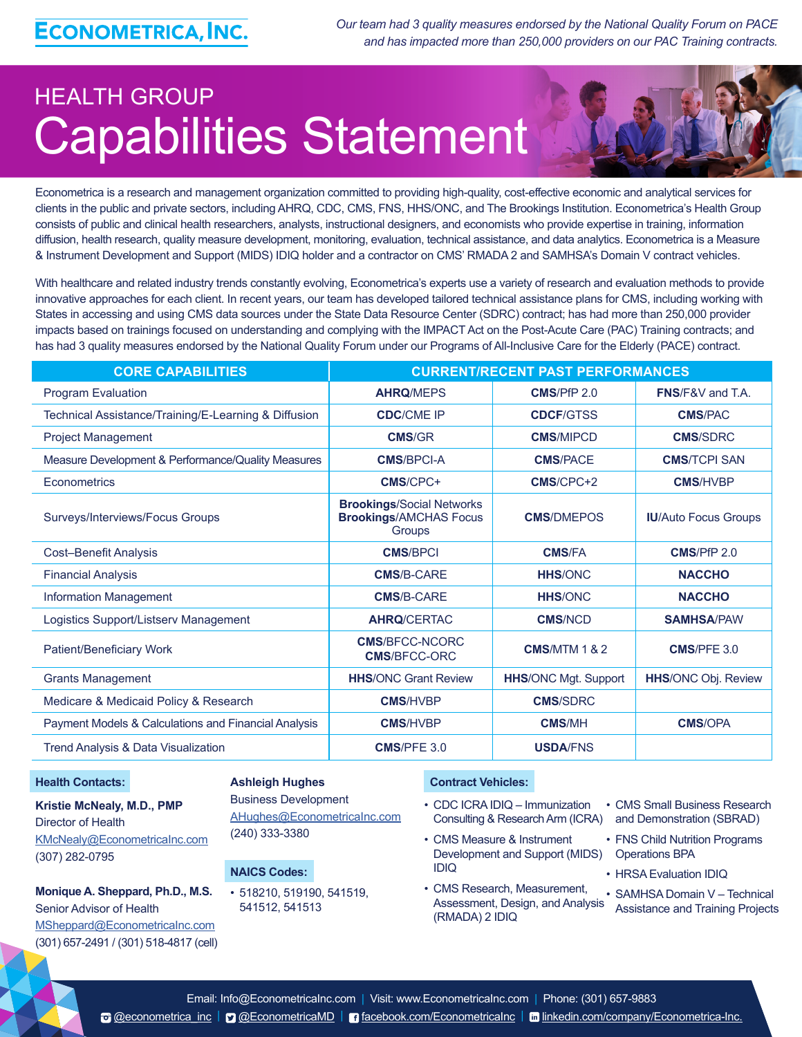ECONOMETRICA, INC.

*Our team had 3 quality measures endorsed by the National Quality Forum on PACE and has impacted more than 250,000 providers on our PAC Training contracts.*

## HEALTH GROUP

# Capabilities Statement

Econometrica is a research and management organization committed to providing high-quality, cost-effective economic and analytical services for clients in the public and private sectors, including AHRQ, CDC, CMS, FNS, HHS/ONC, and The Brookings Institution. Econometrica's Health Group consists of public and clinical health researchers, analysts, instructional designers, and economists who provide expertise in training, information diffusion, health research, quality measure development, monitoring, evaluation, technical assistance, and data analytics. Econometrica is a Measure & Instrument Development and Support (MIDS) IDIQ holder and a contractor on CMS' RMADA 2 and SAMHSA's Domain V contract vehicles.

With healthcare and related industry trends constantly evolving, Econometrica's experts use a variety of research and evaluation methods to provide innovative approaches for each client. In recent years, our team has developed tailored technical assistance plans for CMS, including working with States in accessing and using CMS data sources under the State Data Resource Center (SDRC) contract; has had more than 250,000 provider impacts based on trainings focused on understanding and complying with the IMPACT Act on the Post-Acute Care (PAC) Training contracts; and has had 3 quality measures endorsed by the National Quality Forum under our Programs of All-Inclusive Care for the Elderly (PACE) contract.

| CORE CAPABILITIES | CURRENT/RECENT PAST PERFORMANCES | | |
|---|---|---|---|
| Program Evaluation | **AHRQ**/MEPS | **CMS**/PfP 2.0 | **FNS**/F&V and T.A. |
| Technical Assistance/Training/E-Learning & Diffusion | **CDC**/CME IP | **CDCF**/GTSS | **CMS**/PAC |
| Project Management | **CMS**/GR | **CMS**/MIPCD | **CMS**/SDRC |
| Measure Development & Performance/Quality Measures | **CMS**/BPCI-A | **CMS**/PACE | **CMS**/TCPI SAN |
| Econometrics | **CMS**/CPC+ | **CMS**/CPC+2 | **CMS**/HVBP |
| Surveys/Interviews/Focus Groups | **Brookings**/Social Networks **Brookings**/AMCHAS Focus Groups | **CMS**/DMEPOS | **IU**/Auto Focus Groups |
| Cost–Benefit Analysis | **CMS**/BPCI | **CMS**/FA | **CMS**/PfP 2.0 |
| Financial Analysis | **CMS**/B-CARE | **HHS**/ONC | **NACCHO** |
| Information Management | **CMS**/B-CARE | **HHS**/ONC | **NACCHO** |
| Logistics Support/Listserv Management | **AHRQ**/CERTAC | **CMS**/NCD | **SAMHSA**/PAW |
| Patient/Beneficiary Work | **CMS**/BFCC-NCORC **CMS**/BFCC-ORC | **CMS**/MTM 1 & 2 | **CMS**/PFE 3.0 |
| Grants Management | **HHS**/ONC Grant Review | **HHS**/ONC Mgt. Support | **HHS**/ONC Obj. Review |
| Medicare & Medicaid Policy & Research | **CMS**/HVBP | **CMS**/SDRC | |
| Payment Models & Calculations and Financial Analysis | **CMS**/HVBP | **CMS**/MH | **CMS**/OPA |
| Trend Analysis & Data Visualization | **CMS**/PFE 3.0 | **USDA**/FNS | |

**Health Contacts:**

**Kristie McNealy, M.D., PMP**
Director of Health
KMcNealy@EconometricaInc.com
(307) 282-0795

**Monique A. Sheppard, Ph.D., M.S.**
Senior Advisor of Health
MSheppard@EconometricaInc.com
(301) 657-2491 / (301) 518-4817 (cell)

**Ashleigh Hughes**
Business Development
AHughes@EconometricaInc.com
(240) 333-3380

**NAICS Codes:**

- 518210, 519190, 541519, 541512, 541513

**Contract Vehicles:**

- CDC ICRA IDIQ – Immunization Consulting & Research Arm (ICRA)
- CMS Measure & Instrument Development and Support (MIDS) IDIQ
- CMS Research, Measurement, Assessment, Design, and Analysis (RMADA) 2 IDIQ
- CMS Small Business Research and Demonstration (SBRAD)
- FNS Child Nutrition Programs Operations BPA
- HRSA Evaluation IDIQ
- SAMHSA Domain V – Technical Assistance and Training Projects

Email: Info@EconometricaInc.com | Visit: www.EconometricaInc.com | Phone: (301) 657-9883

@econometrica_inc | @EconometricaMD | facebook.com/EconometricaInc | linkedin.com/company/Econometrica-Inc.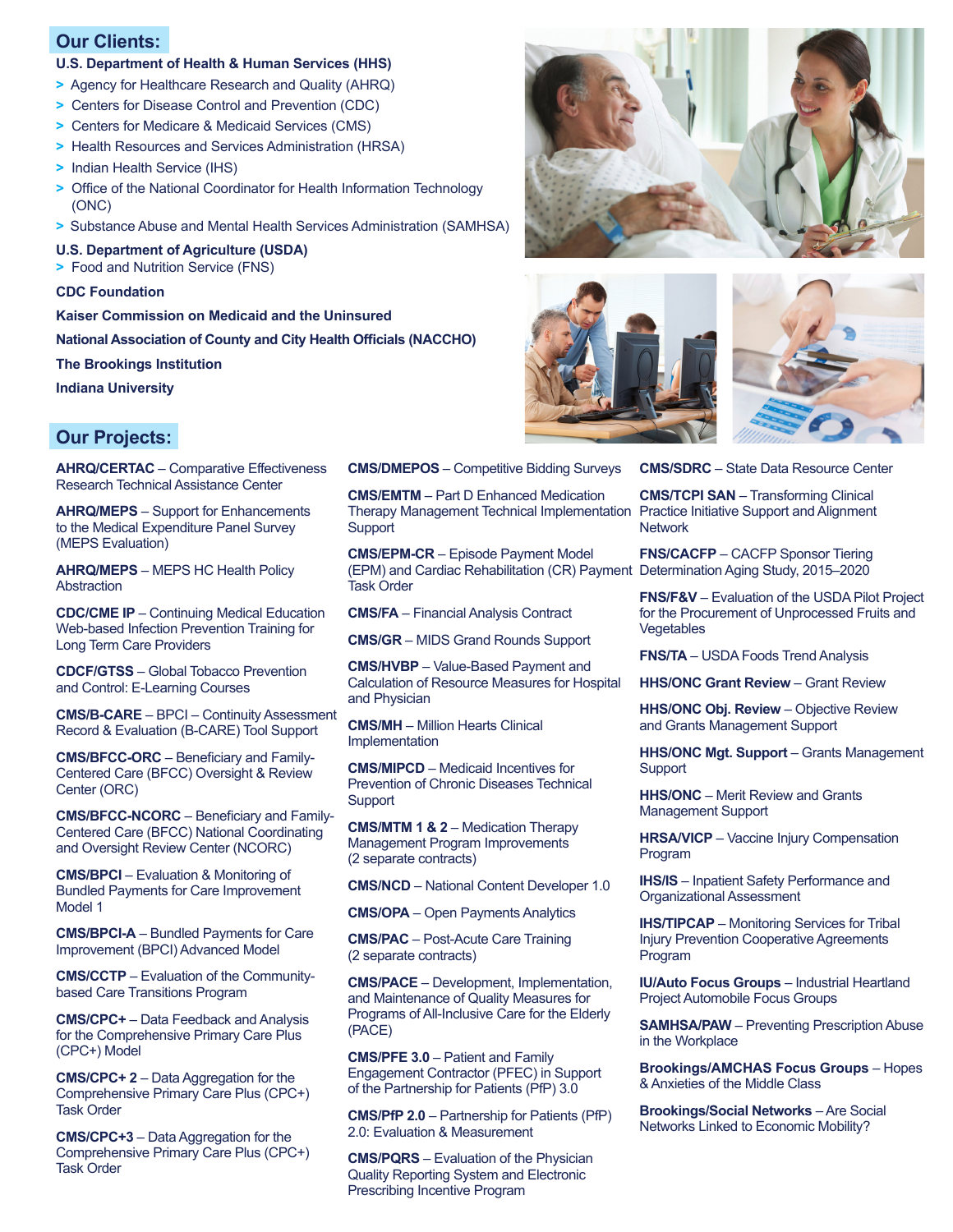## Our Clients:

**U.S. Department of Health & Human Services (HHS)**

- Agency for Healthcare Research and Quality (AHRQ)
- Centers for Disease Control and Prevention (CDC)
- Centers for Medicare & Medicaid Services (CMS)
- Health Resources and Services Administration (HRSA)
- Indian Health Service (IHS)
- Office of the National Coordinator for Health Information Technology (ONC)
- Substance Abuse and Mental Health Services Administration (SAMHSA)

**U.S. Department of Agriculture (USDA)**

- Food and Nutrition Service (FNS)

**CDC Foundation**

**Kaiser Commission on Medicaid and the Uninsured**

**National Association of County and City Health Officials (NACCHO)**

**The Brookings Institution**

**Indiana University**

## Our Projects:

**AHRQ/CERTAC** – Comparative Effectiveness Research Technical Assistance Center

**AHRQ/MEPS** – Support for Enhancements to the Medical Expenditure Panel Survey (MEPS Evaluation)

**AHRQ/MEPS** – MEPS HC Health Policy Abstraction

**CDC/CME IP** – Continuing Medical Education Web-based Infection Prevention Training for Long Term Care Providers

**CDCF/GTSS** – Global Tobacco Prevention and Control: E-Learning Courses

**CMS/B-CARE** – BPCI – Continuity Assessment Record & Evaluation (B-CARE) Tool Support

**CMS/BFCC-ORC** – Beneficiary and Family-Centered Care (BFCC) Oversight & Review Center (ORC)

**CMS/BFCC-NCORC** – Beneficiary and Family-Centered Care (BFCC) National Coordinating and Oversight Review Center (NCORC)

**CMS/BPCI** – Evaluation & Monitoring of Bundled Payments for Care Improvement Model 1

**CMS/BPCI-A** – Bundled Payments for Care Improvement (BPCI) Advanced Model

**CMS/CCTP** – Evaluation of the Community-based Care Transitions Program

**CMS/CPC+** – Data Feedback and Analysis for the Comprehensive Primary Care Plus (CPC+) Model

**CMS/CPC+ 2** – Data Aggregation for the Comprehensive Primary Care Plus (CPC+) Task Order

**CMS/CPC+3** – Data Aggregation for the Comprehensive Primary Care Plus (CPC+) Task Order

**CMS/DMEPOS** – Competitive Bidding Surveys

**CMS/EMTM** – Part D Enhanced Medication Therapy Management Technical Implementation Support

**CMS/EPM-CR** – Episode Payment Model (EPM) and Cardiac Rehabilitation (CR) Payment Task Order

**CMS/FA** – Financial Analysis Contract

**CMS/GR** – MIDS Grand Rounds Support

**CMS/HVBP** – Value-Based Payment and Calculation of Resource Measures for Hospital and Physician

**CMS/MH** – Million Hearts Clinical Implementation

**CMS/MIPCD** – Medicaid Incentives for Prevention of Chronic Diseases Technical Support

**CMS/MTM 1 & 2** – Medication Therapy Management Program Improvements (2 separate contracts)

**CMS/NCD** – National Content Developer 1.0

**CMS/OPA** – Open Payments Analytics

**CMS/PAC** – Post-Acute Care Training (2 separate contracts)

**CMS/PACE** – Development, Implementation, and Maintenance of Quality Measures for Programs of All-Inclusive Care for the Elderly (PACE)

**CMS/PFE 3.0** – Patient and Family Engagement Contractor (PFEC) in Support of the Partnership for Patients (PfP) 3.0

**CMS/PfP 2.0** – Partnership for Patients (PfP) 2.0: Evaluation & Measurement

**CMS/PQRS** – Evaluation of the Physician Quality Reporting System and Electronic Prescribing Incentive Program

**CMS/SDRC** – State Data Resource Center

**CMS/TCPI SAN** – Transforming Clinical Practice Initiative Support and Alignment Network

**FNS/CACFP** – CACFP Sponsor Tiering Determination Aging Study, 2015–2020

**FNS/F&V** – Evaluation of the USDA Pilot Project for the Procurement of Unprocessed Fruits and Vegetables

**FNS/TA** – USDA Foods Trend Analysis

**HHS/ONC Grant Review** – Grant Review

**HHS/ONC Obj. Review** – Objective Review and Grants Management Support

**HHS/ONC Mgt. Support** – Grants Management Support

**HHS/ONC** – Merit Review and Grants Management Support

**HRSA/VICP** – Vaccine Injury Compensation Program

**IHS/IS** – Inpatient Safety Performance and Organizational Assessment

**IHS/TIPCAP** – Monitoring Services for Tribal Injury Prevention Cooperative Agreements Program

**IU/Auto Focus Groups** – Industrial Heartland Project Automobile Focus Groups

**SAMHSA/PAW** – Preventing Prescription Abuse in the Workplace

**Brookings/AMCHAS Focus Groups** – Hopes & Anxieties of the Middle Class

**Brookings/Social Networks** – Are Social Networks Linked to Economic Mobility?